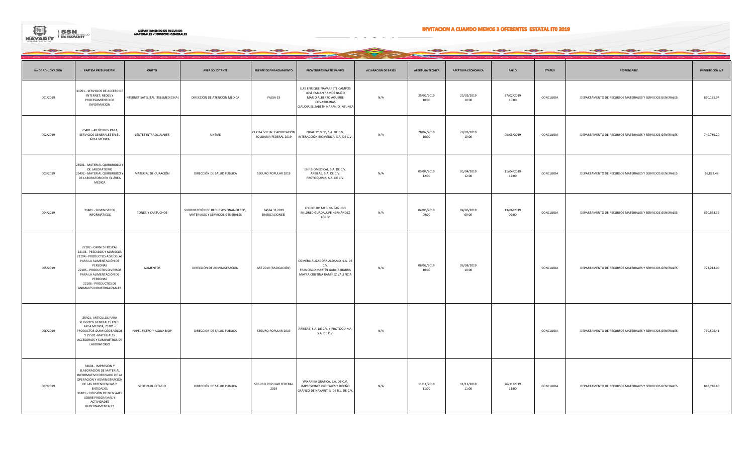DEPARTAMENTO DE RECURSOS MATERIALES Y SERVICIOS GENERALES

# INVITACION A CUANDO MENOS 3 OFERENTES ESTATAL ITO 2019

| No DE ADJUDICACION | PARTIDA PRESUPUESTAL | OBJETO | AREA SOLICITANTE | FUENTE DE FINANCIAMIENTO | PROVEEDORES PARTICIPANTES | ACLARACION DE BASES | APERTURA TECNICA | APERTURA ECONOMICA | FALLO | STATUS | RESPONSABLE | IMPORTE CON IVA |
|---|---|---|---|---|---|---|---|---|---|---|---|---|
| 001/2019 | 31701.- SERVICIOS DE ACCESO DE INTERNET, REDES Y PROCESAMIENTO DE INFORMACIÓN | INTERNET SATELITAL (TELEMEDICINA) | DIRECCIÓN DE ATENCIÓN MÉDICA | FASSA 33 | LUIS ENRIQUE NAVARRETE CAMPOS JOSÉ FABIAN RAMOS NUÑO MARIO ALBERTO AGUIRRE COVARRUBIAS CLAUDIA ELIZABETH NARANJO INZUNZA | N/A | 25/02/2019 10:00 | 25/02/2019 10:00 | 27/02/2019 10:00 | CONCLUIDA | DEPARTAMENTO DE RECURSOS MATERIALES Y SERVICIOS GENERALES | 670,185.94 |
| 002/2019 | 25401.- ARTÍCULOS PARA SERVICIOS GENERALES EN EL ÁREA MÉDICA | LENTES INTRAOCULARES | UNEME | CUOTA SOCIAL Y APORTACIÓN SOLIDARIA FEDERAL 2019 | QUALITY MED, S.A. DE C.V. INTERACCIÓN BIOMÉDICA, S.A. DE C.V. | N/A | 28/02/2019 10:00 | 28/02/2019 10:00 | 05/03/2019 | CONCLUIDA | DEPARTAMENTO DE RECURSOS MATERIALES Y SERVICIOS GENERALES | 749,789.20 |
| 003/2019 | 25501.- MATERIAL QUIRURGICO Y DE LABORATORIO 25402.- MATERIAL QUIRURGICO Y DE LABORATORIO EN EL ÁREA MÉDICA | MATERIAL DE CURACIÓN | DIRECCIÓN DE SALUD PÚBLICA | SEGURO POPULAR 2019 | EHF BIOMEDICAL, S.A. DE C.V. ARBILAB, S.A. DE C.V. PROTOQUIMA, S.A. DE C.V. | N/A | 05/04/2019 12:00 | 05/04/2019 12:00 | 11/04/2019 12:00 | CONCLUIDA | DEPARTAMENTO DE RECURSOS MATERIALES Y SERVICIOS GENERALES | 68,822.48 |
| 004/2019 | 21401.- SUMINISTROS INFORMÁTICOS | TONER Y CARTUCHOS | SUBDIRECCIÓN DE RECURSOS FINANCIEROS, MATERIALES Y SERVICIOS GENERALES | FASSA 33 2019 (RADICACIONES) | LEOPOLDO MEDINA PANUCO MILDRED GUADALUPE HERNÁNDEZ LÓPEZ | N/A | 04/06/2019 09:00 | 04/06/2019 09:00 | 13/06/2019 09:00 | CONCLUIDA | DEPARTAMENTO DE RECURSOS MATERIALES Y SERVICIOS GENERALES | 890,563.32 |
| 005/2019 | 22102.- CARNES FRESCAS 22103.- PESCADOS Y MARISCOS 22104.- PRODUCTOS AGRÍCOLAS PARA LA ALIMENTACIÓN DE PERSONAS 22105.- PRODUCTOS DIVERSOS PARA LA ALIMENTACIÓN DE PERSONAS 22106.- PRODUCTOS DE ANIMALES INDUSTRIALIZABLES | ALIMENTOS | DIRECCIÓN DE ADMINISTRACIÓN | ASE 2019 (RADICACIÓN) | COMERCIALIZADORA ALDAMO, S.A. DE C.V. FRANCISCO MARTÍN GARCÍA IBARRA MAYRA CRISTINA RAMÍREZ VALENCIA | N/A | 06/08/2019 10:00 | 06/08/2019 10:00 | | CONCLUIDA | DEPARTAMENTO DE RECURSOS MATERIALES Y SERVICIOS GENERALES | 723,213.00 |
| 006/2019 | 25401.-ARTICULOS PARA SERVICIOS GENERALES EN EL AREA MEDICA, 25101.- PRODUCTOS QUIMICOS BASICOS Y 25501.-MATERIALES ACCESORIOS Y SUMINISTROS DE LABORATORIO | PAPEL FILTRO Y AGUJA BIOP | DIRECCION DE SALUD PUBLICA | SEGURO POPULAR 2019 | ARBILAB, S.A. DE C.V. Y PROTOQUIMA, S.A. DE C.V. | N/A | | | | CONCLUIDA | DEPARTAMENTO DE RECURSOS MATERIALES Y SERVICIOS GENERALES | 760,525.41 |
| 007/2019 | 33604.- IMPRESIÓN Y ELABORACIÓN DE MATERIAL INFORMATIVO DERIVADO DE LA OPERACIÓN Y ADMINISTRACIÓN DE LAS DEPENDENCIAS Y ENTIDADES 36101.- DIFUSIÓN DE MENSAJES SOBRE PROGRAMAS Y ACTIVIDADES GUBERNAMENTALES | SPOT PUBLICITARIO | DIRECCIÓN DE SALUD PÚBLICA | SEGURO POPULAR FEDERAL 2019 | WIXARIKA GRAFICA, S.A. DE C.V. IMPRESIONES DIGITALES Y DISEÑO GRÁFICO DE NAYARIT, S. DE R.L. DE C.V. | N/A | 11/11/2019 11:00 | 11/11/2019 11:00 | 26/11/2019 11:00 | CONCLUIDA | DEPARTAMENTO DE RECURSOS MATERIALES Y SERVICIOS GENERALES | 848,746.80 |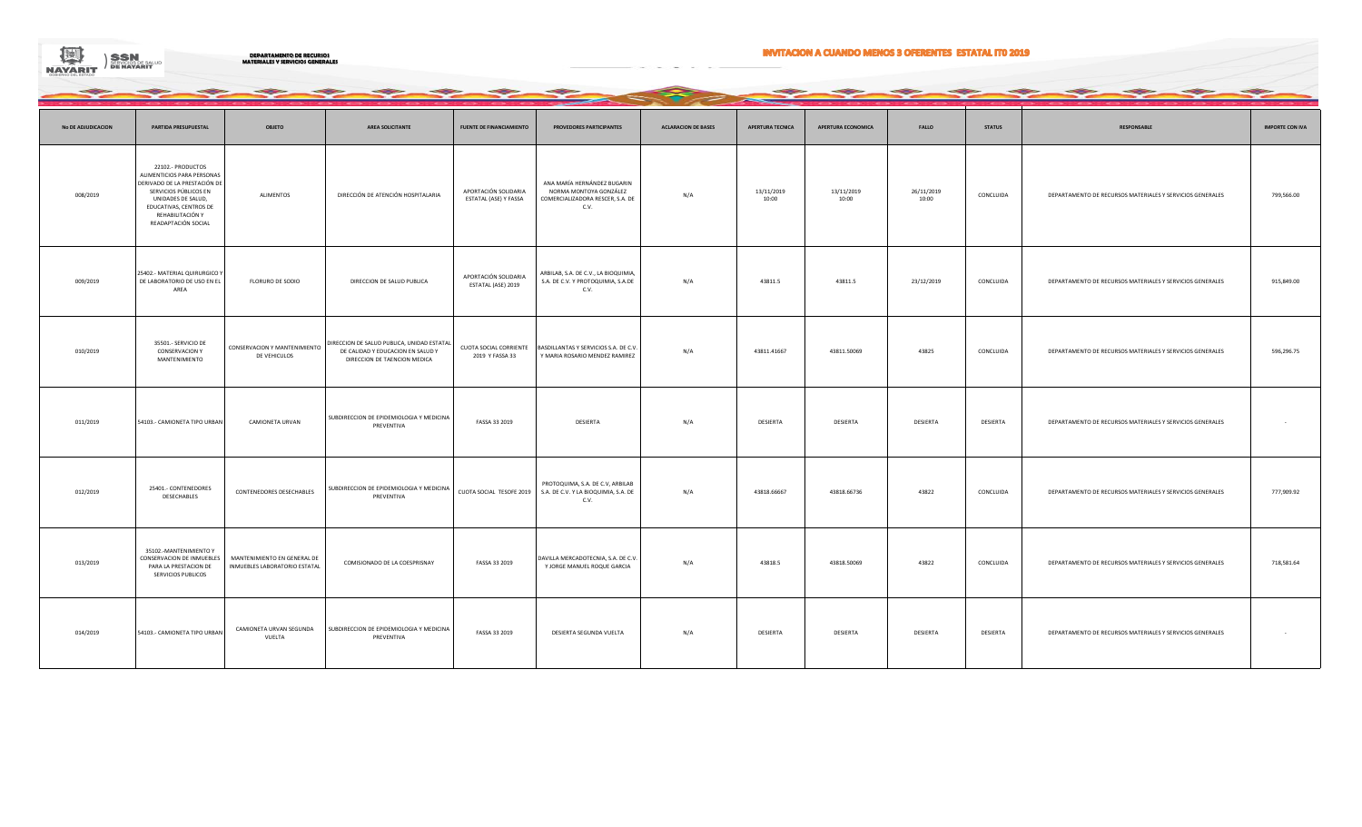DEPARTAMENTO DE RECURSOS MATERIALES Y SERVICIOS GENERALES

# INVITACION A CUANDO MENOS 3 OFERENTES ESTATAL ITO 2019

| No DE ADJUDICACION | PARTIDA PRESUPUESTAL | OBJETO | AREA SOLICITANTE | FUENTE DE FINANCIAMIENTO | PROVEEDORES PARTICIPANTES | ACLARACION DE BASES | APERTURA TECNICA | APERTURA ECONOMICA | FALLO | STATUS | RESPONSABLE | IMPORTE CON IVA |
|---|---|---|---|---|---|---|---|---|---|---|---|---|
| 008/2019 | 22102.- PRODUCTOS ALIMENTICIOS PARA PERSONAS DERIVADO DE LA PRESTACIÓN DE SERVICIOS PÚBLICOS EN UNIDADES DE SALUD, EDUCATIVAS, CENTROS DE REHABILITACIÓN Y READAPTACIÓN SOCIAL | ALIMENTOS | DIRECCIÓN DE ATENCIÓN HOSPITALARIA | APORTACIÓN SOLIDARIA ESTATAL (ASE) Y FASSA | ANA MARÍA HERNÁNDEZ BUGARIN NORMA MONTOYA GONZÁLEZ COMERCIALIZADORA RESCER, S.A. DE C.V. | N/A | 13/11/2019 10:00 | 13/11/2019 10:00 | 26/11/2019 10:00 | CONCLUIDA | DEPARTAMENTO DE RECURSOS MATERIALES Y SERVICIOS GENERALES | 799,566.00 |
| 009/2019 | 25402.- MATERIAL QUIRURGICO Y DE LABORATORIO DE USO EN EL AREA | FLORURO DE SODIO | DIRECCION DE SALUD PUBLICA | APORTACIÓN SOLIDARIA ESTATAL (ASE) 2019 | ARBILAB, S.A. DE C.V., LA BIOQUIMIA, S.A. DE C.V. Y PROTOQUIMIA, S.A.DE C.V. | N/A | 43811.5 | 43811.5 | 23/12/2019 | CONCLUIDA | DEPARTAMENTO DE RECURSOS MATERIALES Y SERVICIOS GENERALES | 915,849.00 |
| 010/2019 | 35501.- SERVICIO DE CONSERVACION Y MANTENIMIENTO | CONSERVACION Y MANTENIMIENTO DE VEHICULOS | DIRECCION DE SALUD PUBLICA, UNIDAD ESTATAL DE CALIDAD Y EDUCACION EN SALUD Y DIRECCION DE TAENCION MEDICA | CUOTA SOCIAL CORRIENTE 2019 Y FASSA 33 | BASDILLANTAS Y SERVICIOS S.A. DE C.V. Y MARIA ROSARIO MENDEZ RAMIREZ | N/A | 43811.41667 | 43811.50069 | 43825 | CONCLUIDA | DEPARTAMENTO DE RECURSOS MATERIALES Y SERVICIOS GENERALES | 596,296.75 |
| 011/2019 | 54103.- CAMIONETA TIPO URBAN | CAMIONETA URVAN | SUBDIRECCION DE EPIDEMIOLOGIA Y MEDICINA PREVENTIVA | FASSA 33 2019 | DESIERTA | N/A | DESIERTA | DESIERTA | DESIERTA | DESIERTA | DEPARTAMENTO DE RECURSOS MATERIALES Y SERVICIOS GENERALES | - |
| 012/2019 | 25401.- CONTENEDORES DESECHABLES | CONTENEDORES DESECHABLES | SUBDIRECCION DE EPIDEMIOLOGIA Y MEDICINA PREVENTIVA | CUOTA SOCIAL TESOFE 2019 | PROTOQUIMIA, S.A. DE C.V, ARBILAB S.A. DE C.V. Y LA BIOQUIMIA, S.A. DE C.V. | N/A | 43818.66667 | 43818.66736 | 43822 | CONCLUIDA | DEPARTAMENTO DE RECURSOS MATERIALES Y SERVICIOS GENERALES | 777,909.92 |
| 013/2019 | 35102.-MANTENIMIENTO Y CONSERVACION DE INMUEBLES PARA LA PRESTACION DE SERVICIOS PUBLICOS | MANTENIMIENTO EN GENERAL DE INMUEBLES LABORATORIO ESTATAL | COMISIONADO DE LA COESPRISNAY | FASSA 33 2019 | DAVILLA MERCADOTECNIA, S.A. DE C.V. Y JORGE MANUEL ROQUE GARCIA | N/A | 43818.5 | 43818.50069 | 43822 | CONCLUIDA | DEPARTAMENTO DE RECURSOS MATERIALES Y SERVICIOS GENERALES | 718,581.64 |
| 014/2019 | 54103.- CAMIONETA TIPO URBAN | CAMIONETA URVAN SEGUNDA VUELTA | SUBDIRECCION DE EPIDEMIOLOGIA Y MEDICINA PREVENTIVA | FASSA 33 2019 | DESIERTA SEGUNDA VUELTA | N/A | DESIERTA | DESIERTA | DESIERTA | DESIERTA | DEPARTAMENTO DE RECURSOS MATERIALES Y SERVICIOS GENERALES | - |